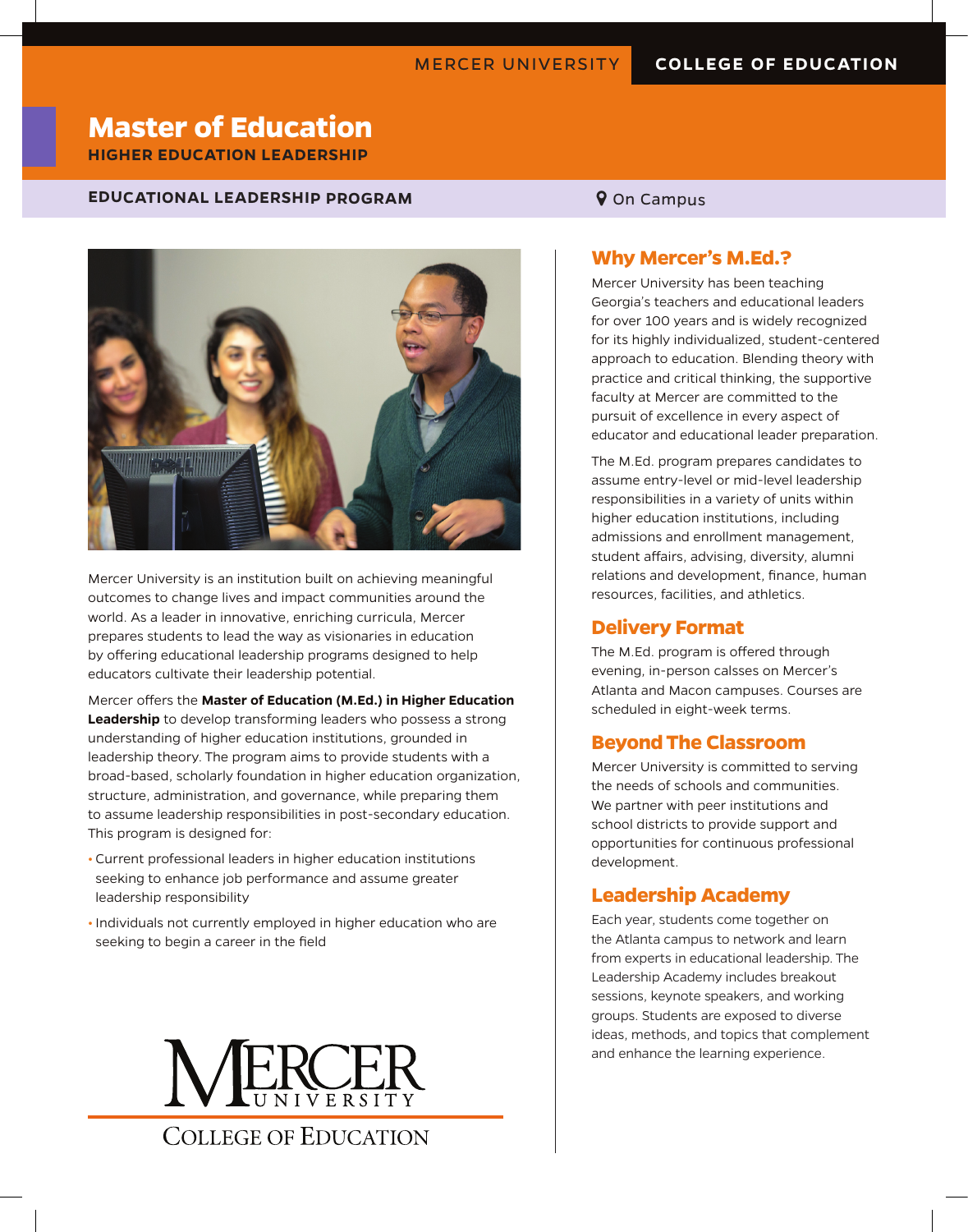MERCER UNIVERSITY | COLLEGE OF EDUCATION

# Master of Education

**HIGHER EDUCATION LEADERSHIP**

**EDUCATIONAL LEADERSHIP PROGRAM**

On Campus

Mercer University is an institution built on achieving meaningful outcomes to change lives and impact communities around the world. As a leader in innovative, enriching curricula, Mercer prepares students to lead the way as visionaries in education by offering educational leadership programs designed to help educators cultivate their leadership potential.

Mercer offers the **Master of Education (M.Ed.) in Higher Education Leadership** to develop transforming leaders who possess a strong understanding of higher education institutions, grounded in leadership theory. The program aims to provide students with a broad-based, scholarly foundation in higher education organization, structure, administration, and governance, while preparing them to assume leadership responsibilities in post-secondary education. This program is designed for:

- Current professional leaders in higher education institutions seeking to enhance job performance and assume greater leadership responsibility
- Individuals not currently employed in higher education who are seeking to begin a career in the field

MERCER UNIVERSITY
COLLEGE OF EDUCATION

## Why Mercer's M.Ed.?

Mercer University has been teaching Georgia's teachers and educational leaders for over 100 years and is widely recognized for its highly individualized, student-centered approach to education. Blending theory with practice and critical thinking, the supportive faculty at Mercer are committed to the pursuit of excellence in every aspect of educator and educational leader preparation.

The M.Ed. program prepares candidates to assume entry-level or mid-level leadership responsibilities in a variety of units within higher education institutions, including admissions and enrollment management, student affairs, advising, diversity, alumni relations and development, finance, human resources, facilities, and athletics.

## Delivery Format

The M.Ed. program is offered through evening, in-person calsses on Mercer's Atlanta and Macon campuses. Courses are scheduled in eight-week terms.

## Beyond The Classroom

Mercer University is committed to serving the needs of schools and communities. We partner with peer institutions and school districts to provide support and opportunities for continuous professional development.

## Leadership Academy

Each year, students come together on the Atlanta campus to network and learn from experts in educational leadership. The Leadership Academy includes breakout sessions, keynote speakers, and working groups. Students are exposed to diverse ideas, methods, and topics that complement and enhance the learning experience.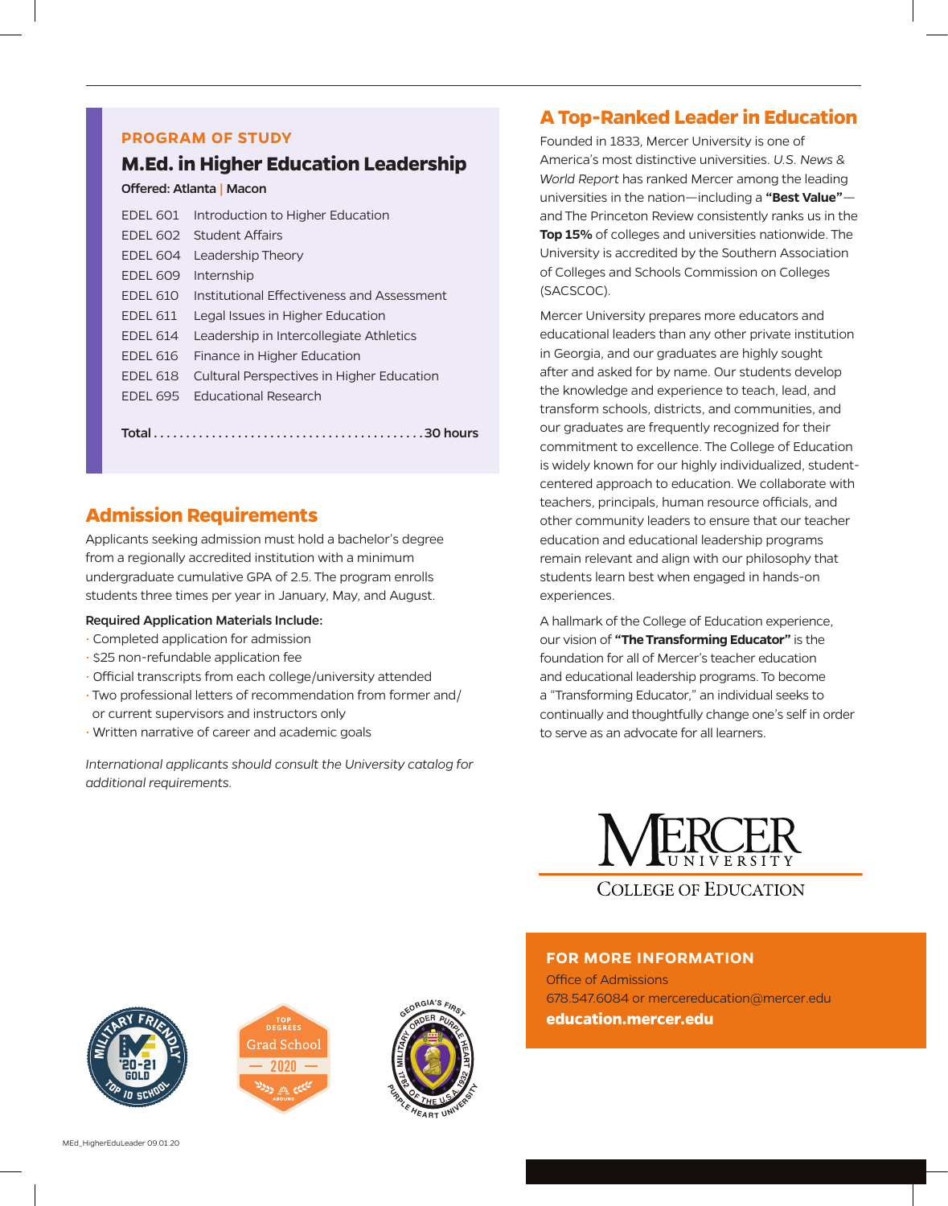## PROGRAM OF STUDY

## M.Ed. in Higher Education Leadership

**Offered: Atlanta | Macon**

| | |
|---|---|
| EDEL 601 | Introduction to Higher Education |
| EDEL 602 | Student Affairs |
| EDEL 604 | Leadership Theory |
| EDEL 609 | Internship |
| EDEL 610 | Institutional Effectiveness and Assessment |
| EDEL 611 | Legal Issues in Higher Education |
| EDEL 614 | Leadership in Intercollegiate Athletics |
| EDEL 616 | Finance in Higher Education |
| EDEL 618 | Cultural Perspectives in Higher Education |
| EDEL 695 | Educational Research |

**Total .......................................... 30 hours**

## Admission Requirements

Applicants seeking admission must hold a bachelor's degree from a regionally accredited institution with a minimum undergraduate cumulative GPA of 2.5. The program enrolls students three times per year in January, May, and August.

**Required Application Materials Include:**

- Completed application for admission
- $25 non-refundable application fee
- Official transcripts from each college/university attended
- Two professional letters of recommendation from former and/ or current supervisors and instructors only
- Written narrative of career and academic goals

*International applicants should consult the University catalog for additional requirements.*

## A Top-Ranked Leader in Education

Founded in 1833, Mercer University is one of America's most distinctive universities. *U.S. News & World Report* has ranked Mercer among the leading universities in the nation—including a **"Best Value"**—and The Princeton Review consistently ranks us in the **Top 15%** of colleges and universities nationwide. The University is accredited by the Southern Association of Colleges and Schools Commission on Colleges (SACSCOC).

Mercer University prepares more educators and educational leaders than any other private institution in Georgia, and our graduates are highly sought after and asked for by name. Our students develop the knowledge and experience to teach, lead, and transform schools, districts, and communities, and our graduates are frequently recognized for their commitment to excellence. The College of Education is widely known for our highly individualized, student-centered approach to education. We collaborate with teachers, principals, human resource officials, and other community leaders to ensure that our teacher education and educational leadership programs remain relevant and align with our philosophy that students learn best when engaged in hands-on experiences.

A hallmark of the College of Education experience, our vision of **"The Transforming Educator"** is the foundation for all of Mercer's teacher education and educational leadership programs. To become a "Transforming Educator," an individual seeks to continually and thoughtfully change one's self in order to serve as an advocate for all learners.

MERCER UNIVERSITY

COLLEGE OF EDUCATION

## FOR MORE INFORMATION

Office of Admissions

678.547.6084 or mercereducation@mercer.edu

**education.mercer.edu**

MEd_HigherEduLeader 09.01.20